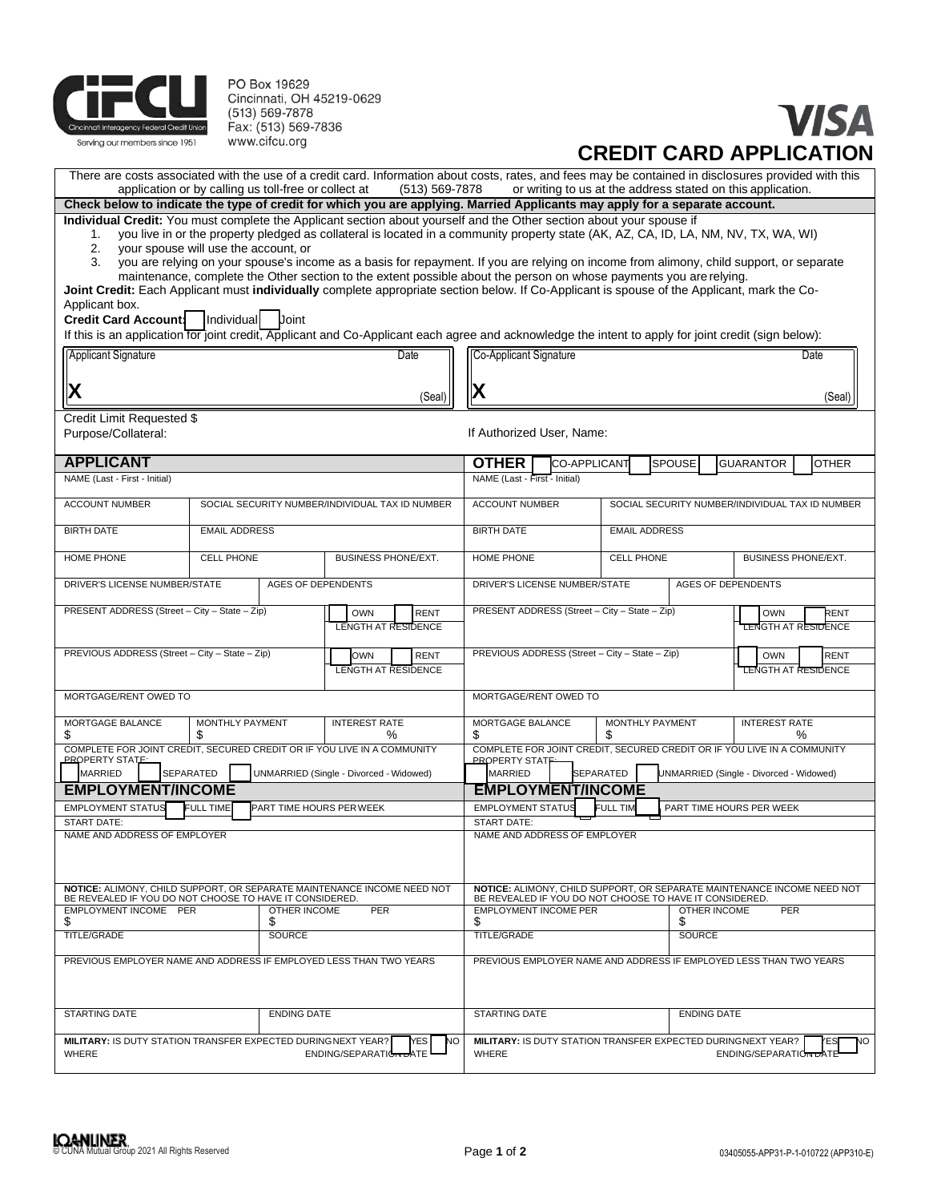PO Box 19629
Cincinnati, OH 45219-0629
(513) 569-7878
Fax: (513) 569-7836
www.cifcu.org

Serving our members since 1951

VISA

# CREDIT CARD APPLICATION

There are costs associated with the use of a credit card. Information about costs, rates, and fees may be contained in disclosures provided with this application or by calling us toll-free or collect at (513) 569-7878 or writing to us at the address stated on this application.

**Check below to indicate the type of credit for which you are applying. Married Applicants may apply for a separate account.**

**Individual Credit:** You must complete the Applicant section about yourself and the Other section about your spouse if

1. you live in or the property pledged as collateral is located in a community property state (AK, AZ, CA, ID, LA, NM, NV, TX, WA, WI)
2. your spouse will use the account, or
3. you are relying on your spouse's income as a basis for repayment. If you are relying on income from alimony, child support, or separate maintenance, complete the Other section to the extent possible about the person on whose payments you are relying.

**Joint Credit:** Each Applicant must **individually** complete appropriate section below. If Co-Applicant is spouse of the Applicant, mark the Co-Applicant box.

**Credit Card Account:** ☐ Individual ☐ Joint

If this is an application for joint credit, Applicant and Co-Applicant each agree and acknowledge the intent to apply for joint credit (sign below):

| Applicant Signature | Date | Co-Applicant Signature | Date |
|---|---|---|---|
| X | (Seal) | X | (Seal) |

Credit Limit Requested $

Purpose/Collateral:

If Authorized User, Name:

| **APPLICANT** | | | **OTHER** ☐ CO-APPLICANT ☐ SPOUSE ☐ GUARANTOR ☐ OTHER | | |
|---|---|---|---|---|---|
| NAME (Last - First - Initial) | | | NAME (Last - First - Initial) | | |
| ACCOUNT NUMBER | SOCIAL SECURITY NUMBER/INDIVIDUAL TAX ID NUMBER | | ACCOUNT NUMBER | SOCIAL SECURITY NUMBER/INDIVIDUAL TAX ID NUMBER | |
| BIRTH DATE | EMAIL ADDRESS | | BIRTH DATE | EMAIL ADDRESS | |
| HOME PHONE | CELL PHONE | BUSINESS PHONE/EXT. | HOME PHONE | CELL PHONE | BUSINESS PHONE/EXT. |
| DRIVER'S LICENSE NUMBER/STATE | AGES OF DEPENDENTS | | DRIVER'S LICENSE NUMBER/STATE | AGES OF DEPENDENTS | |
| PRESENT ADDRESS (Street – City – State – Zip) | | ☐ OWN ☐ RENT LENGTH AT RESIDENCE | PRESENT ADDRESS (Street – City – State – Zip) | | ☐ OWN ☐ RENT LENGTH AT RESIDENCE |
| PREVIOUS ADDRESS (Street – City – State – Zip) | | ☐ OWN ☐ RENT LENGTH AT RESIDENCE | PREVIOUS ADDRESS (Street – City – State – Zip) | | ☐ OWN ☐ RENT LENGTH AT RESIDENCE |
| MORTGAGE/RENT OWED TO | | | MORTGAGE/RENT OWED TO | | |
| MORTGAGE BALANCE $ | MONTHLY PAYMENT $ | INTEREST RATE % | MORTGAGE BALANCE $ | MONTHLY PAYMENT $ | INTEREST RATE % |
| COMPLETE FOR JOINT CREDIT, SECURED CREDIT OR IF YOU LIVE IN A COMMUNITY PROPERTY STATE: ☐ MARRIED ☐ SEPARATED ☐ UNMARRIED (Single - Divorced - Widowed) | | | COMPLETE FOR JOINT CREDIT, SECURED CREDIT OR IF YOU LIVE IN A COMMUNITY PROPERTY STATE: ☐ MARRIED ☐ SEPARATED ☐ UNMARRIED (Single - Divorced - Widowed) | | |
| **EMPLOYMENT/INCOME** | | | **EMPLOYMENT/INCOME** | | |
| EMPLOYMENT STATUS ☐ FULL TIME ☐ PART TIME HOURS PER WEEK | | | EMPLOYMENT STATUS ☐ FULL TIME ☐ PART TIME HOURS PER WEEK | | |
| START DATE: | | | START DATE: | | |
| NAME AND ADDRESS OF EMPLOYER | | | NAME AND ADDRESS OF EMPLOYER | | |
| **NOTICE:** ALIMONY, CHILD SUPPORT, OR SEPARATE MAINTENANCE INCOME NEED NOT BE REVEALED IF YOU DO NOT CHOOSE TO HAVE IT CONSIDERED. | | | **NOTICE:** ALIMONY, CHILD SUPPORT, OR SEPARATE MAINTENANCE INCOME NEED NOT BE REVEALED IF YOU DO NOT CHOOSE TO HAVE IT CONSIDERED. | | |
| EMPLOYMENT INCOME PER $ | OTHER INCOME PER $ | | EMPLOYMENT INCOME PER $ | OTHER INCOME PER $ | |
| TITLE/GRADE | SOURCE | | TITLE/GRADE | SOURCE | |
| PREVIOUS EMPLOYER NAME AND ADDRESS IF EMPLOYED LESS THAN TWO YEARS | | | PREVIOUS EMPLOYER NAME AND ADDRESS IF EMPLOYED LESS THAN TWO YEARS | | |
| STARTING DATE | ENDING DATE | | STARTING DATE | ENDING DATE | |
| **MILITARY:** IS DUTY STATION TRANSFER EXPECTED DURING NEXT YEAR? ☐ YES ☐ NO WHERE ENDING/SEPARATION DATE | | | **MILITARY:** IS DUTY STATION TRANSFER EXPECTED DURING NEXT YEAR? ☐ YES ☐ NO WHERE ENDING/SEPARATION DATE | | |

LOANLINER
© CUNA Mutual Group 2021 All Rights Reserved

03405055-APP31-P-1-010722 (APP310-E)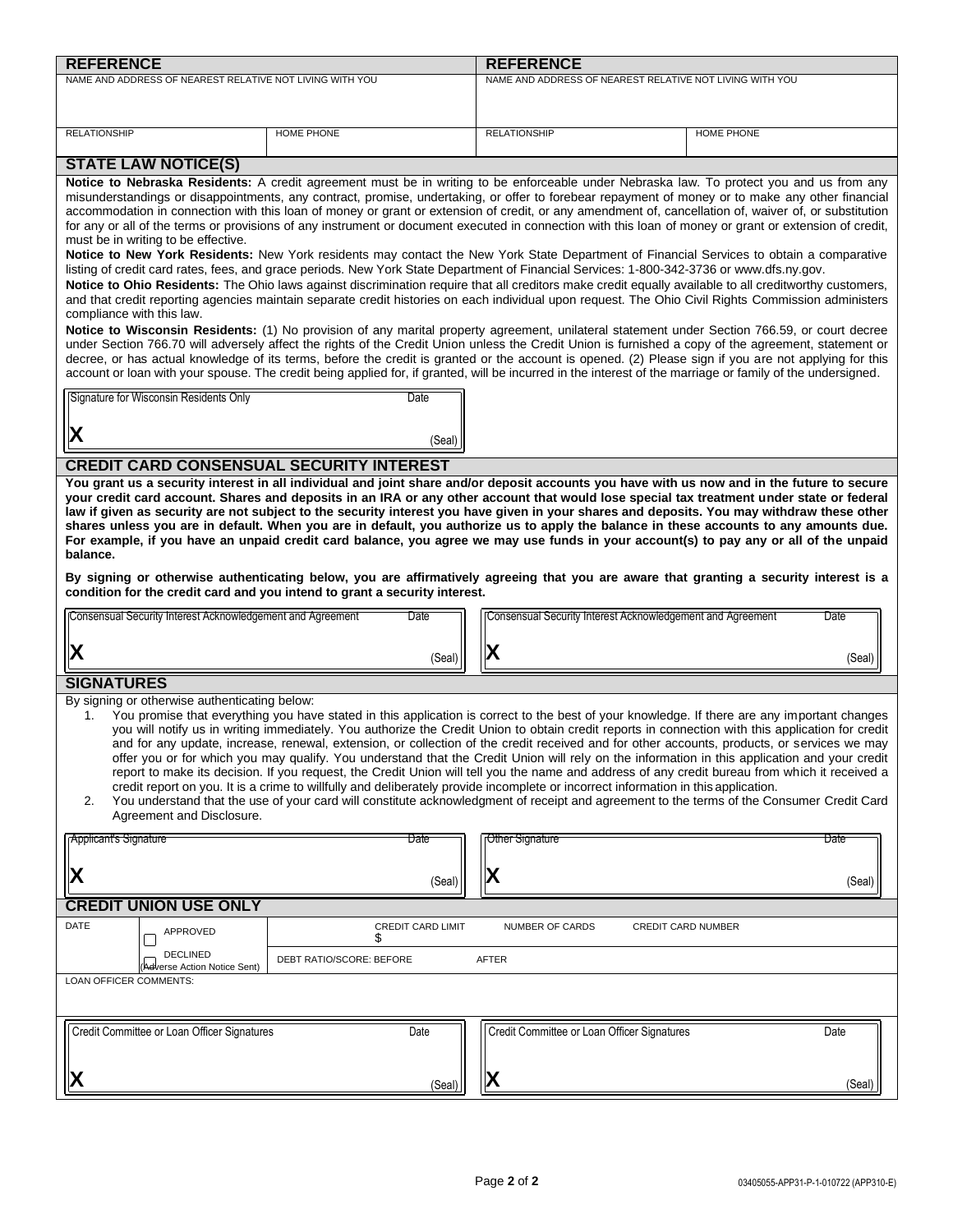| **REFERENCE** | | **REFERENCE** | |
|---|---|---|---|
| NAME AND ADDRESS OF NEAREST RELATIVE NOT LIVING WITH YOU | | NAME AND ADDRESS OF NEAREST RELATIVE NOT LIVING WITH YOU | |
| RELATIONSHIP | HOME PHONE | RELATIONSHIP | HOME PHONE |

## STATE LAW NOTICE(S)

**Notice to Nebraska Residents:** A credit agreement must be in writing to be enforceable under Nebraska law. To protect you and us from any misunderstandings or disappointments, any contract, promise, undertaking, or offer to forebear repayment of money or to make any other financial accommodation in connection with this loan of money or grant or extension of credit, or any amendment of, cancellation of, waiver of, or substitution for any or all of the terms or provisions of any instrument or document executed in connection with this loan of money or grant or extension of credit, must be in writing to be effective.

**Notice to New York Residents:** New York residents may contact the New York State Department of Financial Services to obtain a comparative listing of credit card rates, fees, and grace periods. New York State Department of Financial Services: 1-800-342-3736 or www.dfs.ny.gov.

**Notice to Ohio Residents:** The Ohio laws against discrimination require that all creditors make credit equally available to all creditworthy customers, and that credit reporting agencies maintain separate credit histories on each individual upon request. The Ohio Civil Rights Commission administers compliance with this law.

**Notice to Wisconsin Residents:** (1) No provision of any marital property agreement, unilateral statement under Section 766.59, or court decree under Section 766.70 will adversely affect the rights of the Credit Union unless the Credit Union is furnished a copy of the agreement, statement or decree, or has actual knowledge of its terms, before the credit is granted or the account is opened. (2) Please sign if you are not applying for this account or loan with your spouse. The credit being applied for, if granted, will be incurred in the interest of the marriage or family of the undersigned.

| Signature for Wisconsin Residents Only | Date |
|---|---|
| **X** | (Seal) |

## CREDIT CARD CONSENSUAL SECURITY INTEREST

**You grant us a security interest in all individual and joint share and/or deposit accounts you have with us now and in the future to secure your credit card account. Shares and deposits in an IRA or any other account that would lose special tax treatment under state or federal law if given as security are not subject to the security interest you have given in your shares and deposits. You may withdraw these other shares unless you are in default. When you are in default, you authorize us to apply the balance in these accounts to any amounts due. For example, if you have an unpaid credit card balance, you agree we may use funds in your account(s) to pay any or all of the unpaid balance.**

**By signing or otherwise authenticating below, you are affirmatively agreeing that you are aware that granting a security interest is a condition for the credit card and you intend to grant a security interest.**

| Consensual Security Interest Acknowledgement and Agreement | Date | Consensual Security Interest Acknowledgement and Agreement | Date |
|---|---|---|---|
| **X** | (Seal) | **X** | (Seal) |

## SIGNATURES

By signing or otherwise authenticating below:

1. You promise that everything you have stated in this application is correct to the best of your knowledge. If there are any important changes you will notify us in writing immediately. You authorize the Credit Union to obtain credit reports in connection with this application for credit and for any update, increase, renewal, extension, or collection of the credit received and for other accounts, products, or services we may offer you or for which you may qualify. You understand that the Credit Union will rely on the information in this application and your credit report to make its decision. If you request, the Credit Union will tell you the name and address of any credit bureau from which it received a credit report on you. It is a crime to willfully and deliberately provide incomplete or incorrect information in this application.
2. You understand that the use of your card will constitute acknowledgment of receipt and agreement to the terms of the Consumer Credit Card Agreement and Disclosure.

| Applicant's Signature | Date | Other Signature | Date |
|---|---|---|---|
| **X** | (Seal) | **X** | (Seal) |

## CREDIT UNION USE ONLY

| DATE | ☐ APPROVED | CREDIT CARD LIMIT $ | NUMBER OF CARDS | CREDIT CARD NUMBER |
|---|---|---|---|---|
| | ☐ DECLINED (Adverse Action Notice Sent) | DEBT RATIO/SCORE: BEFORE | AFTER | |
| LOAN OFFICER COMMENTS: | | | | |

| Credit Committee or Loan Officer Signatures | Date | Credit Committee or Loan Officer Signatures | Date |
|---|---|---|---|
| **X** | (Seal) | **X** | (Seal) |

03405055-APP31-P-1-010722 (APP310-E)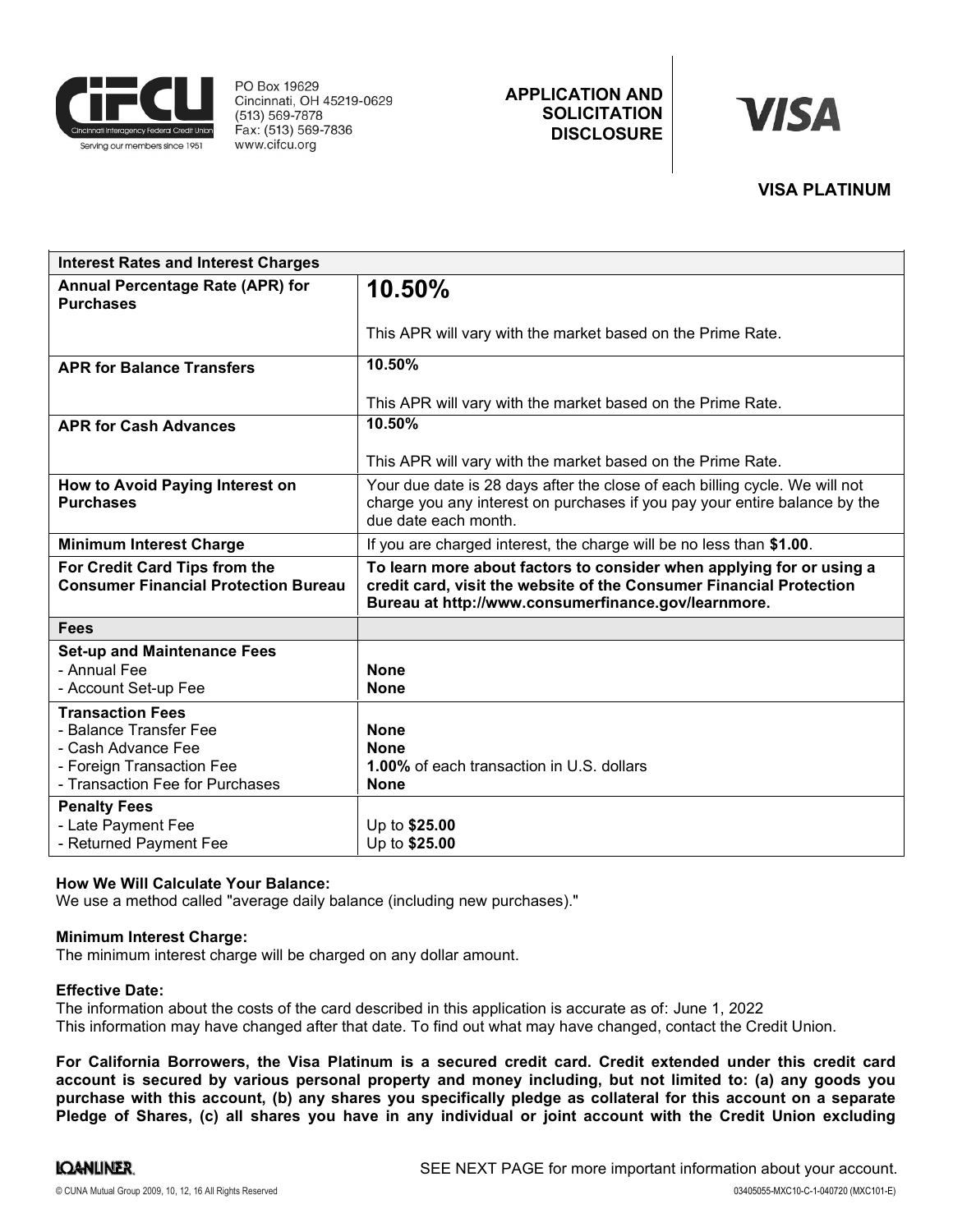PO Box 19629
Cincinnati, OH 45219-0629
(513) 569-7878
Fax: (513) 569-7836
www.cifcu.org

**APPLICATION AND SOLICITATION DISCLOSURE**

**VISA PLATINUM**

| **Interest Rates and Interest Charges** | |
|---|---|
| **Annual Percentage Rate (APR) for Purchases** | **10.50%** This APR will vary with the market based on the Prime Rate. |
| **APR for Balance Transfers** | **10.50%** This APR will vary with the market based on the Prime Rate. |
| **APR for Cash Advances** | **10.50%** This APR will vary with the market based on the Prime Rate. |
| **How to Avoid Paying Interest on Purchases** | Your due date is 28 days after the close of each billing cycle. We will not charge you any interest on purchases if you pay your entire balance by the due date each month. |
| **Minimum Interest Charge** | If you are charged interest, the charge will be no less than **$1.00**. |
| **For Credit Card Tips from the Consumer Financial Protection Bureau** | **To learn more about factors to consider when applying for or using a credit card, visit the website of the Consumer Financial Protection Bureau at http://www.consumerfinance.gov/learnmore.** |
| **Fees** | |
| **Set-up and Maintenance Fees** - Annual Fee - Account Set-up Fee | **None** **None** |
| **Transaction Fees** - Balance Transfer Fee - Cash Advance Fee - Foreign Transaction Fee - Transaction Fee for Purchases | **None** **None** **1.00%** of each transaction in U.S. dollars **None** |
| **Penalty Fees** - Late Payment Fee - Returned Payment Fee | Up to **$25.00** Up to **$25.00** |

**How We Will Calculate Your Balance:**
We use a method called "average daily balance (including new purchases)."

**Minimum Interest Charge:**
The minimum interest charge will be charged on any dollar amount.

**Effective Date:**
The information about the costs of the card described in this application is accurate as of: June 1, 2022
This information may have changed after that date. To find out what may have changed, contact the Credit Union.

**For California Borrowers, the Visa Platinum is a secured credit card. Credit extended under this credit card account is secured by various personal property and money including, but not limited to: (a) any goods you purchase with this account, (b) any shares you specifically pledge as collateral for this account on a separate Pledge of Shares, (c) all shares you have in any individual or joint account with the Credit Union excluding**

SEE NEXT PAGE for more important information about your account.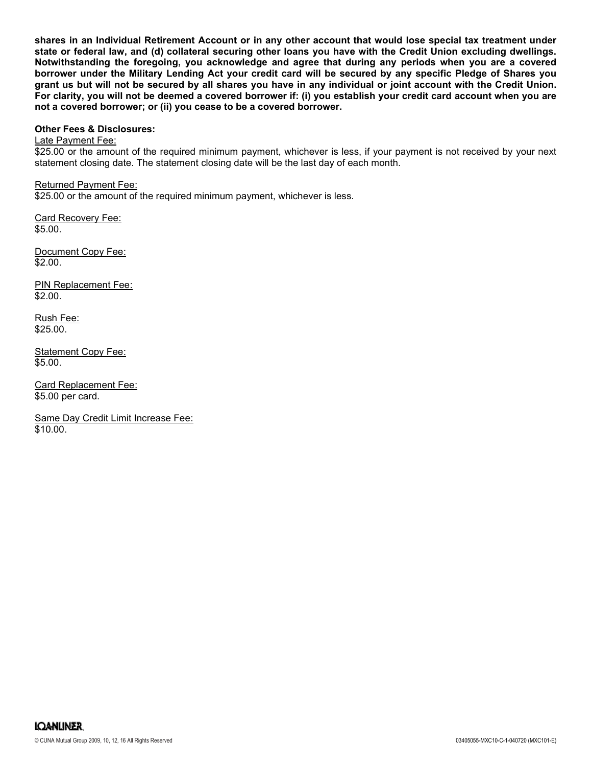**shares in an Individual Retirement Account or in any other account that would lose special tax treatment under state or federal law, and (d) collateral securing other loans you have with the Credit Union excluding dwellings. Notwithstanding the foregoing, you acknowledge and agree that during any periods when you are a covered borrower under the Military Lending Act your credit card will be secured by any specific Pledge of Shares you grant us but will not be secured by all shares you have in any individual or joint account with the Credit Union. For clarity, you will not be deemed a covered borrower if: (i) you establish your credit card account when you are not a covered borrower; or (ii) you cease to be a covered borrower.**

**Other Fees & Disclosures:**

Late Payment Fee:
$25.00 or the amount of the required minimum payment, whichever is less, if your payment is not received by your next statement closing date. The statement closing date will be the last day of each month.

Returned Payment Fee:
$25.00 or the amount of the required minimum payment, whichever is less.

Card Recovery Fee:
$5.00.

Document Copy Fee:
$2.00.

PIN Replacement Fee:
$2.00.

Rush Fee:
$25.00.

Statement Copy Fee:
$5.00.

Card Replacement Fee:
$5.00 per card.

Same Day Credit Limit Increase Fee:
$10.00.

LOANLINER

© CUNA Mutual Group 2009, 10, 12, 16 All Rights Reserved

03405055-MXC10-C-1-040720 (MXC101-E)